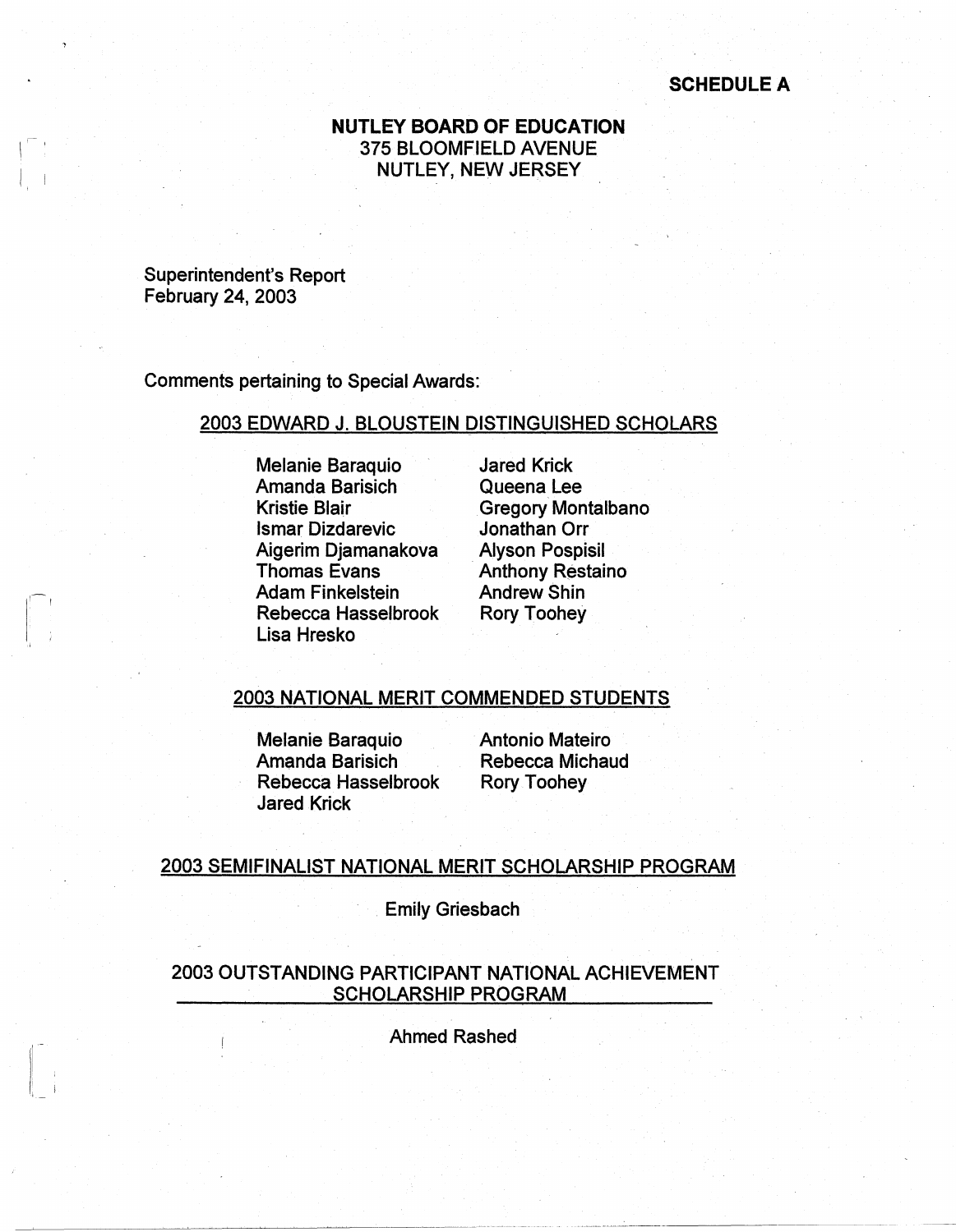**SCHEDULE A**

**NUTLEY BOARD OF EDUCATION**
375 BLOOMFIELD AVENUE
NUTLEY, NEW JERSEY

Superintendent's Report
February 24, 2003

Comments pertaining to Special Awards:

## 2003 EDWARD J. BLOUSTEIN DISTINGUISHED SCHOLARS

Melanie Baraquio
Amanda Barisich
Kristie Blair
Ismar Dizdarevic
Aigerim Djamanakova
Thomas Evans
Adam Finkelstein
Rebecca Hasselbrook
Lisa Hresko
Jared Krick
Queena Lee
Gregory Montalbano
Jonathan Orr
Alyson Pospisil
Anthony Restaino
Andrew Shin
Rory Toohey

## 2003 NATIONAL MERIT COMMENDED STUDENTS

Melanie Baraquio
Amanda Barisich
Rebecca Hasselbrook
Jared Krick
Antonio Mateiro
Rebecca Michaud
Rory Toohey

## 2003 SEMIFINALIST NATIONAL MERIT SCHOLARSHIP PROGRAM

Emily Griesbach

## 2003 OUTSTANDING PARTICIPANT NATIONAL ACHIEVEMENT SCHOLARSHIP PROGRAM

Ahmed Rashed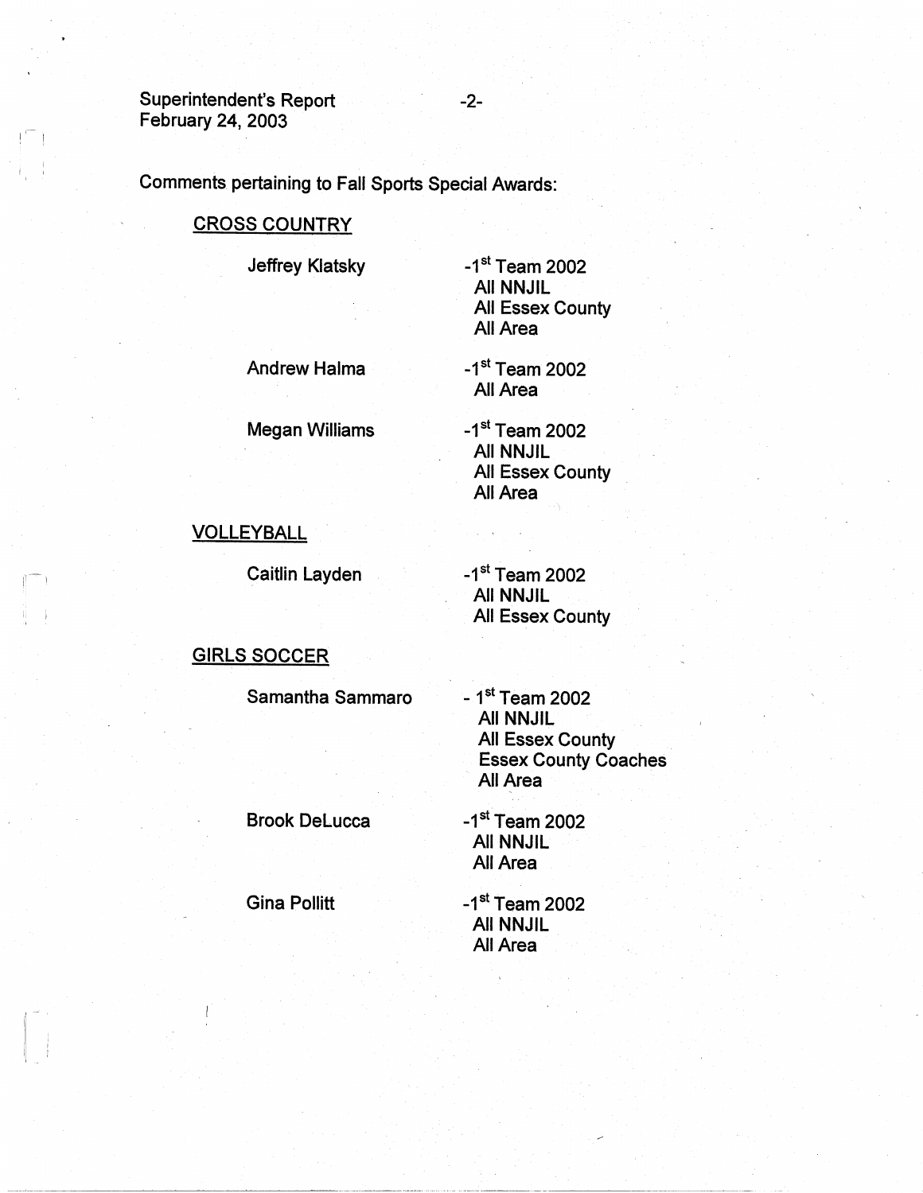Comments pertaining to Fall Sports Special Awards:

## CROSS COUNTRY

Jeffrey Klatsky
- 1st Team 2002
  - All NNJIL
  - All Essex County
  - All Area

Andrew Halma
- 1st Team 2002
  - All Area

Megan Williams
- 1st Team 2002
  - All NNJIL
  - All Essex County
  - All Area

## VOLLEYBALL

Caitlin Layden
- 1st Team 2002
  - All NNJIL
  - All Essex County

## GIRLS SOCCER

Samantha Sammaro
- 1st Team 2002
  - All NNJIL
  - All Essex County
  - Essex County Coaches
  - All Area

Brook DeLucca
- 1st Team 2002
  - All NNJIL
  - All Area

Gina Pollitt
- 1st Team 2002
  - All NNJIL
  - All Area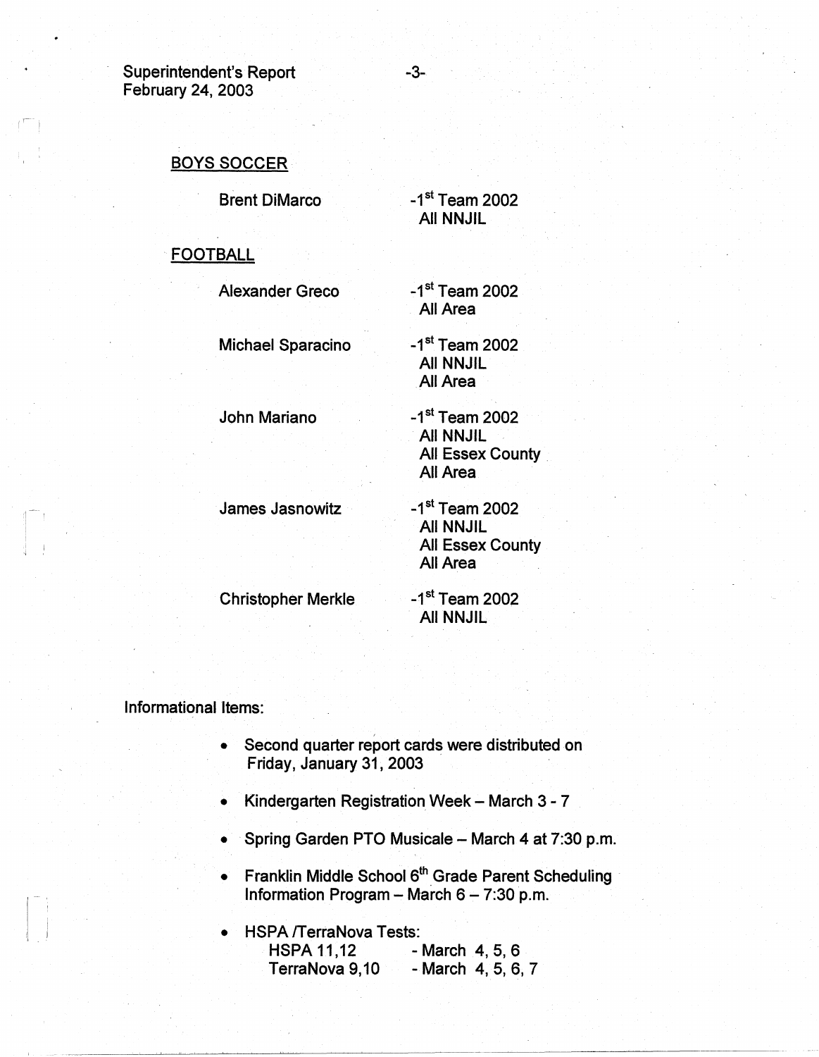### BOYS SOCCER

| | |
|---|---|
| Brent DiMarco | -1st Team 2002 All NNJIL |

### FOOTBALL

| | |
|---|---|
| Alexander Greco | -1st Team 2002 All Area |
| Michael Sparacino | -1st Team 2002 All NNJIL All Area |
| John Mariano | -1st Team 2002 All NNJIL All Essex County All Area |
| James Jasnowitz | -1st Team 2002 All NNJIL All Essex County All Area |
| Christopher Merkle | -1st Team 2002 All NNJIL |

Informational Items:

- Second quarter report cards were distributed on Friday, January 31, 2003
- Kindergarten Registration Week – March 3 - 7
- Spring Garden PTO Musicale – March 4 at 7:30 p.m.
- Franklin Middle School 6th Grade Parent Scheduling Information Program – March 6 – 7:30 p.m.
- HSPA /TerraNova Tests:
  - HSPA 11,12 - March 4, 5, 6
  - TerraNova 9,10 - March 4, 5, 6, 7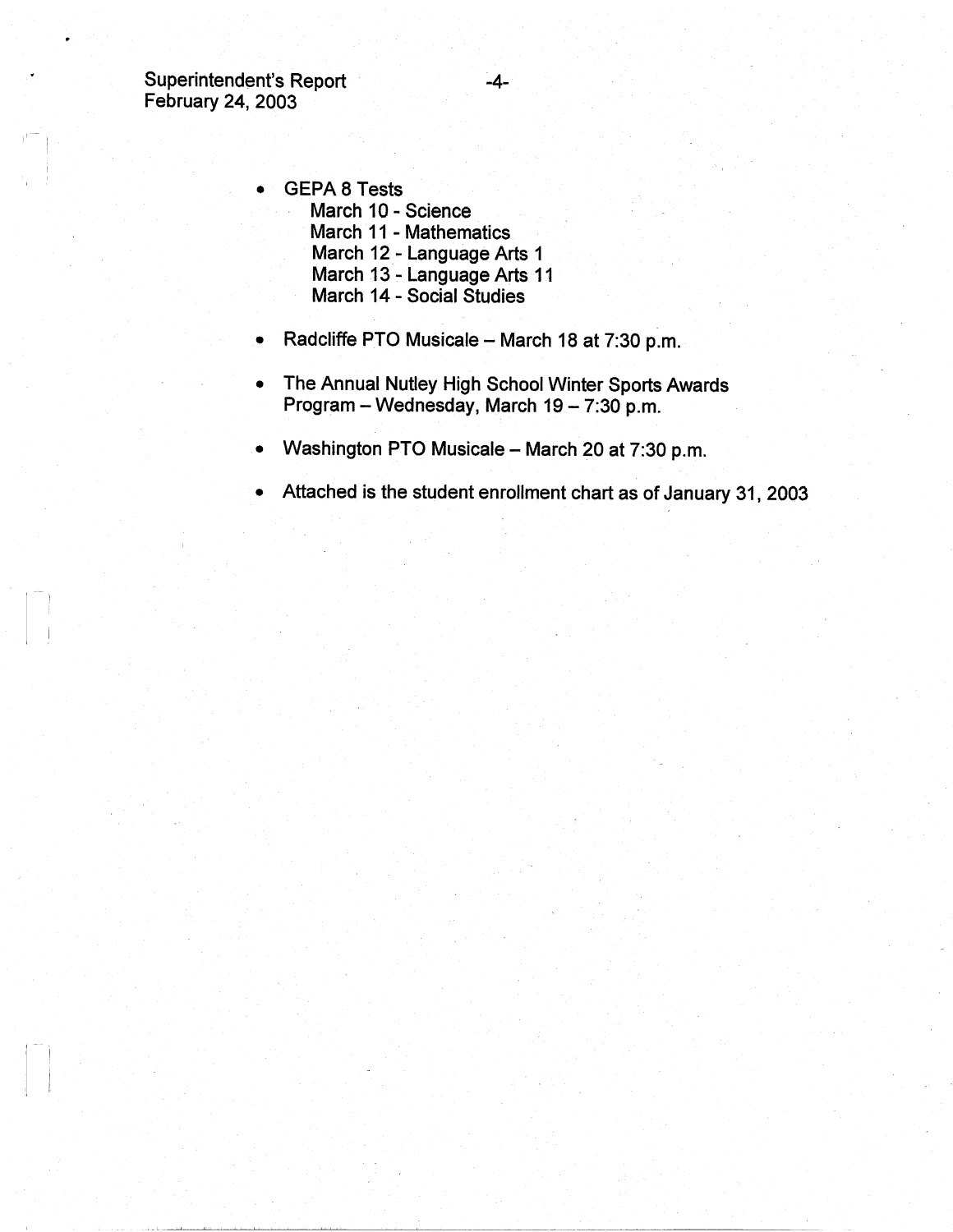- GEPA 8 Tests
  - March 10 - Science
  - March 11 - Mathematics
  - March 12 - Language Arts 1
  - March 13 - Language Arts 11
  - March 14 - Social Studies
- Radcliffe PTO Musicale – March 18 at 7:30 p.m.
- The Annual Nutley High School Winter Sports Awards Program – Wednesday, March 19 – 7:30 p.m.
- Washington PTO Musicale – March 20 at 7:30 p.m.
- Attached is the student enrollment chart as of January 31, 2003